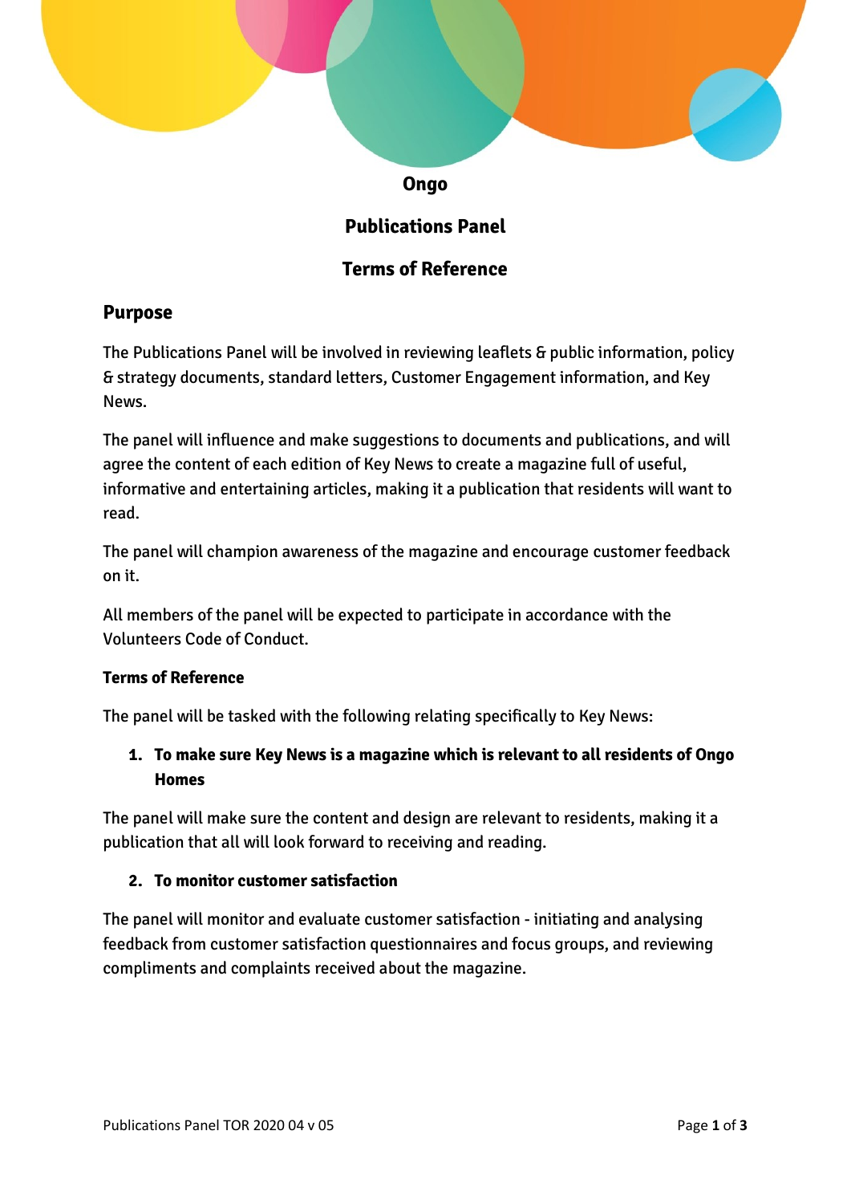# Ongo

# Publications Panel

# Terms of Reference

## Purpose

The Publications Panel will be involved in reviewing leaflets & public information, policy & strategy documents, standard letters, Customer Engagement information, and Key News.

The panel will influence and make suggestions to documents and publications, and will agree the content of each edition of Key News to create a magazine full of useful, informative and entertaining articles, making it a publication that residents will want to read.

The panel will champion awareness of the magazine and encourage customer feedback on it.

All members of the panel will be expected to participate in accordance with the Volunteers Code of Conduct.

### Terms of Reference

The panel will be tasked with the following relating specifically to Key News:

1. **To make sure Key News is a magazine which is relevant to all residents of Ongo Homes**

The panel will make sure the content and design are relevant to residents, making it a publication that all will look forward to receiving and reading.

2. **To monitor customer satisfaction**

The panel will monitor and evaluate customer satisfaction - initiating and analysing feedback from customer satisfaction questionnaires and focus groups, and reviewing compliments and complaints received about the magazine.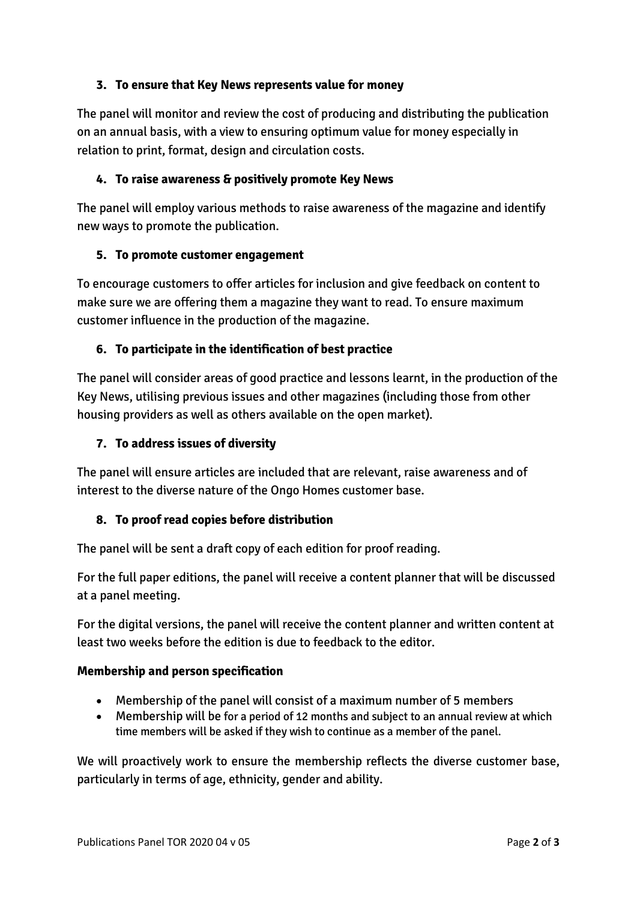### 3. To ensure that Key News represents value for money

The panel will monitor and review the cost of producing and distributing the publication on an annual basis, with a view to ensuring optimum value for money especially in relation to print, format, design and circulation costs.

### 4. To raise awareness & positively promote Key News

The panel will employ various methods to raise awareness of the magazine and identify new ways to promote the publication.

### 5. To promote customer engagement

To encourage customers to offer articles for inclusion and give feedback on content to make sure we are offering them a magazine they want to read. To ensure maximum customer influence in the production of the magazine.

### 6. To participate in the identification of best practice

The panel will consider areas of good practice and lessons learnt, in the production of the Key News, utilising previous issues and other magazines (including those from other housing providers as well as others available on the open market).

### 7. To address issues of diversity

The panel will ensure articles are included that are relevant, raise awareness and of interest to the diverse nature of the Ongo Homes customer base.

### 8. To proof read copies before distribution

The panel will be sent a draft copy of each edition for proof reading.

For the full paper editions, the panel will receive a content planner that will be discussed at a panel meeting.

For the digital versions, the panel will receive the content planner and written content at least two weeks before the edition is due to feedback to the editor.

**Membership and person specification**

- Membership of the panel will consist of a maximum number of 5 members
- Membership will be for a period of 12 months and subject to an annual review at which time members will be asked if they wish to continue as a member of the panel.

We will proactively work to ensure the membership reflects the diverse customer base, particularly in terms of age, ethnicity, gender and ability.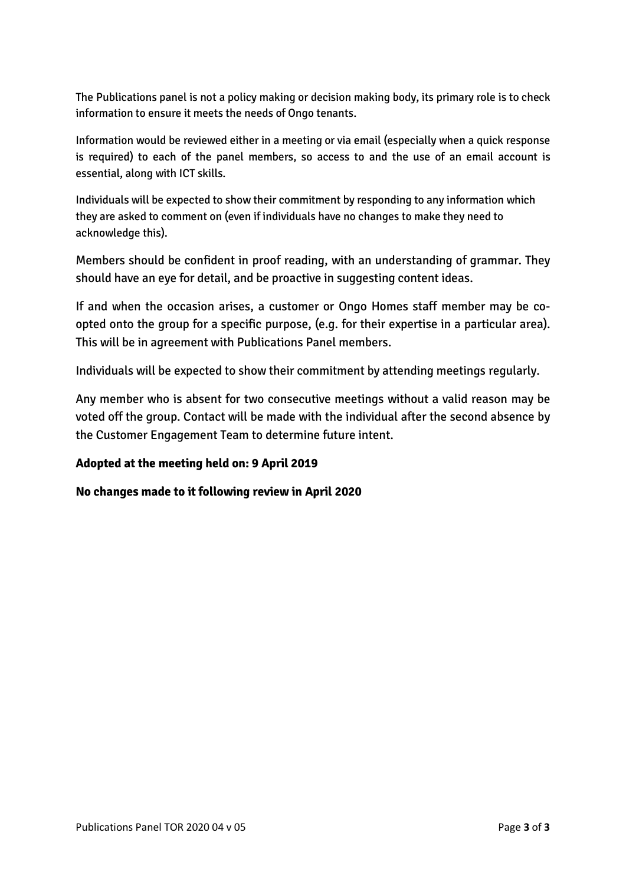The Publications panel is not a policy making or decision making body, its primary role is to check information to ensure it meets the needs of Ongo tenants.

Information would be reviewed either in a meeting or via email (especially when a quick response is required) to each of the panel members, so access to and the use of an email account is essential, along with ICT skills.

Individuals will be expected to show their commitment by responding to any information which they are asked to comment on (even if individuals have no changes to make they need to acknowledge this).

Members should be confident in proof reading, with an understanding of grammar. They should have an eye for detail, and be proactive in suggesting content ideas.

If and when the occasion arises, a customer or Ongo Homes staff member may be co-opted onto the group for a specific purpose, (e.g. for their expertise in a particular area). This will be in agreement with Publications Panel members.

Individuals will be expected to show their commitment by attending meetings regularly.

Any member who is absent for two consecutive meetings without a valid reason may be voted off the group. Contact will be made with the individual after the second absence by the Customer Engagement Team to determine future intent.

**Adopted at the meeting held on: 9 April 2019**

**No changes made to it following review in April 2020**